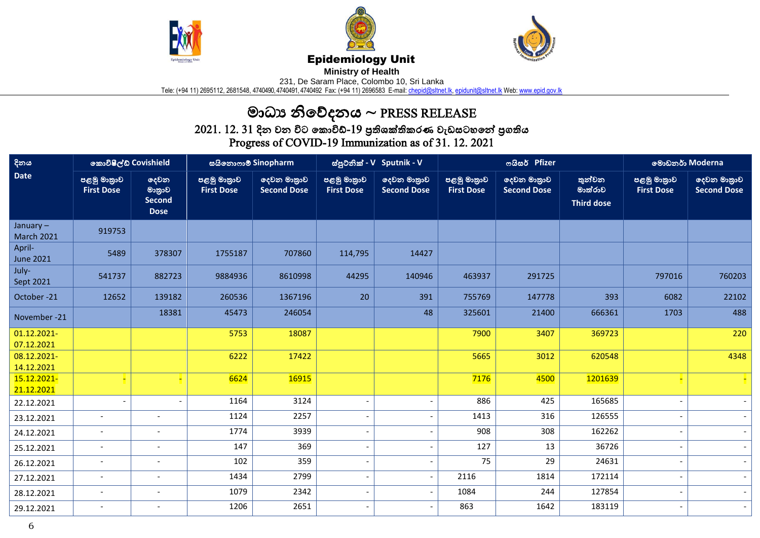# Epidemiology Unit

**Ministry of Health**

231, De Saram Place, Colombo 10, Sri Lanka

Tele: (+94 11) 2695112, 2681548, 4740490, 4740491, 4740492 Fax: (+94 11) 2696583 E-mail: chepid@sltnet.lk, epidunit@sltnet.lk Web: www.epid.gov.lk

## මාධ්‍ය නිවේදනය ~ PRESS RELEASE

### 2021. 12. 31 දින වන විට කොවිඩ්-19 ප්‍රතිශක්තිකරණ වැඩසටහනේ ප්‍රගතිය
### Progress of COVID-19 Immunization as of 31. 12. 2021

| දිනය Date | කොවිෂීල්ඩ් Covishield | | සයිනොෆාම් Sinopharm | | ස්පුට්නික් - V Sputnik - V | | ෆයිසර් Pfizer | | | මොඩනර් Moderna | |
|---|---|---|---|---|---|---|---|---|---|---|---|
| | පළමු මාත්‍රාව First Dose | දෙවන මාත්‍රාව Second Dose | පළමු මාත්‍රාව First Dose | දෙවන මාත්‍රාව Second Dose | පළමු මාත්‍රාව First Dose | දෙවන මාත්‍රාව Second Dose | පළමු මාත්‍රාව First Dose | දෙවන මාත්‍රාව Second Dose | තුන්වන මාත්‍රාව Third dose | පළමු මාත්‍රාව First Dose | දෙවන මාත්‍රාව Second Dose |
| January – March 2021 | 919753 | | | | | | | | | | |
| April-June 2021 | 5489 | 378307 | 1755187 | 707860 | 114,795 | 14427 | | | | | |
| July-Sept 2021 | 541737 | 882723 | 9884936 | 8610998 | 44295 | 140946 | 463937 | 291725 | | 797016 | 760203 |
| October -21 | 12652 | 139182 | 260536 | 1367196 | 20 | 391 | 755769 | 147778 | 393 | 6082 | 22102 |
| November -21 | | 18381 | 45473 | 246054 | | 48 | 325601 | 21400 | 666361 | 1703 | 488 |
| 01.12.2021-07.12.2021 | | | 5753 | 18087 | | | 7900 | 3407 | 369723 | | 220 |
| 08.12.2021-14.12.2021 | | | 6222 | 17422 | | | 5665 | 3012 | 620548 | | 4348 |
| 15.12.2021-21.12.2021 | - | - | 6624 | 16915 | | | 7176 | 4500 | 1201639 | - | - |
| 22.12.2021 | - | - | 1164 | 3124 | - | - | 886 | 425 | 165685 | - | - |
| 23.12.2021 | - | - | 1124 | 2257 | - | - | 1413 | 316 | 126555 | - | - |
| 24.12.2021 | - | - | 1774 | 3939 | - | - | 908 | 308 | 162262 | - | - |
| 25.12.2021 | - | - | 147 | 369 | - | - | 127 | 13 | 36726 | - | - |
| 26.12.2021 | - | - | 102 | 359 | - | - | 75 | 29 | 24631 | - | - |
| 27.12.2021 | - | - | 1434 | 2799 | - | - | 2116 | 1814 | 172114 | - | - |
| 28.12.2021 | - | - | 1079 | 2342 | - | - | 1084 | 244 | 127854 | - | - |
| 29.12.2021 | - | - | 1206 | 2651 | - | - | 863 | 1642 | 183119 | - | - |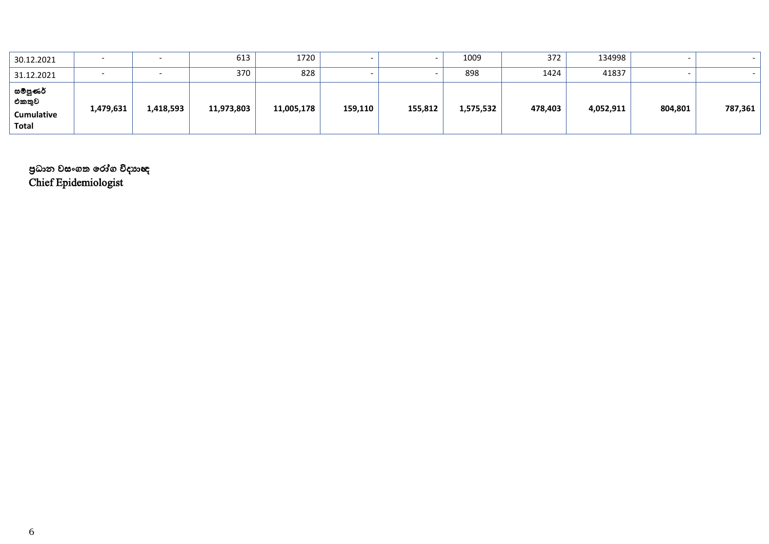| | | | | | | | | | | | |
|---|---|---|---|---|---|---|---|---|---|---|---|
| 30.12.2021 | - | - | 613 | 1720 | - | - | 1009 | 372 | 134998 | - | - |
| 31.12.2021 | - | - | 370 | 828 | - | - | 898 | 1424 | 41837 | - | - |
| **සම්පූර්ණ එකතුව Cumulative Total** | **1,479,631** | **1,418,593** | **11,973,803** | **11,005,178** | **159,110** | **155,812** | **1,575,532** | **478,403** | **4,052,911** | **804,801** | **787,361** |

**ප්‍රධාන වසංගත රෝග විද්‍යාඥ**
Chief Epidemiologist